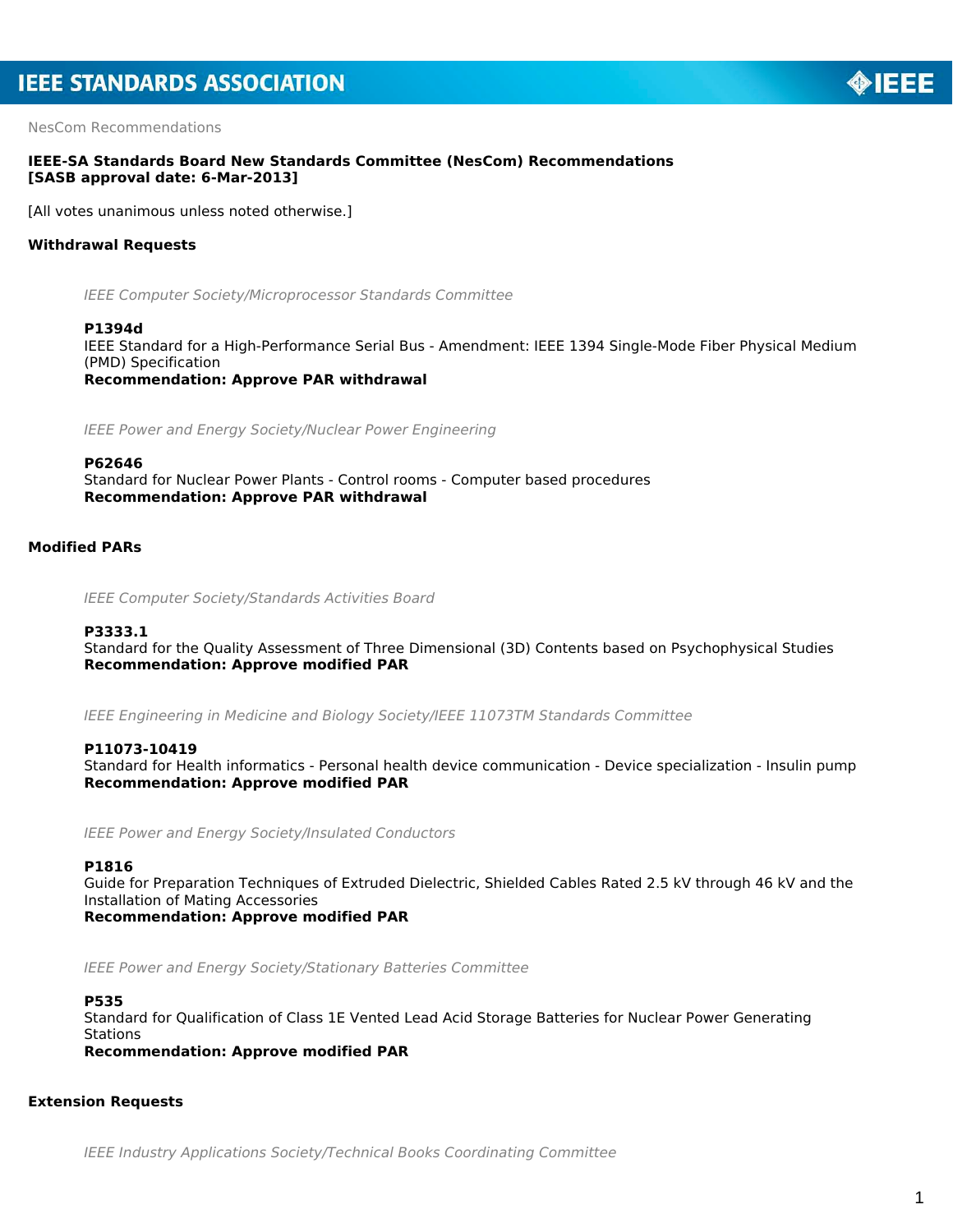NesCom Recommendations

**IEEE-SA Standards Board New Standards Committee (NesCom) Recommendations**
**[SASB approval date: 6-Mar-2013]**

[All votes unanimous unless noted otherwise.]

## Withdrawal Requests

*IEEE Computer Society/Microprocessor Standards Committee*

**P1394d**
IEEE Standard for a High-Performance Serial Bus - Amendment: IEEE 1394 Single-Mode Fiber Physical Medium (PMD) Specification
**Recommendation: Approve PAR withdrawal**

*IEEE Power and Energy Society/Nuclear Power Engineering*

**P62646**
Standard for Nuclear Power Plants - Control rooms - Computer based procedures
**Recommendation: Approve PAR withdrawal**

## Modified PARs

*IEEE Computer Society/Standards Activities Board*

**P3333.1**
Standard for the Quality Assessment of Three Dimensional (3D) Contents based on Psychophysical Studies
**Recommendation: Approve modified PAR**

*IEEE Engineering in Medicine and Biology Society/IEEE 11073TM Standards Committee*

**P11073-10419**
Standard for Health informatics - Personal health device communication - Device specialization - Insulin pump
**Recommendation: Approve modified PAR**

*IEEE Power and Energy Society/Insulated Conductors*

**P1816**
Guide for Preparation Techniques of Extruded Dielectric, Shielded Cables Rated 2.5 kV through 46 kV and the Installation of Mating Accessories
**Recommendation: Approve modified PAR**

*IEEE Power and Energy Society/Stationary Batteries Committee*

**P535**
Standard for Qualification of Class 1E Vented Lead Acid Storage Batteries for Nuclear Power Generating Stations
**Recommendation: Approve modified PAR**

## Extension Requests

*IEEE Industry Applications Society/Technical Books Coordinating Committee*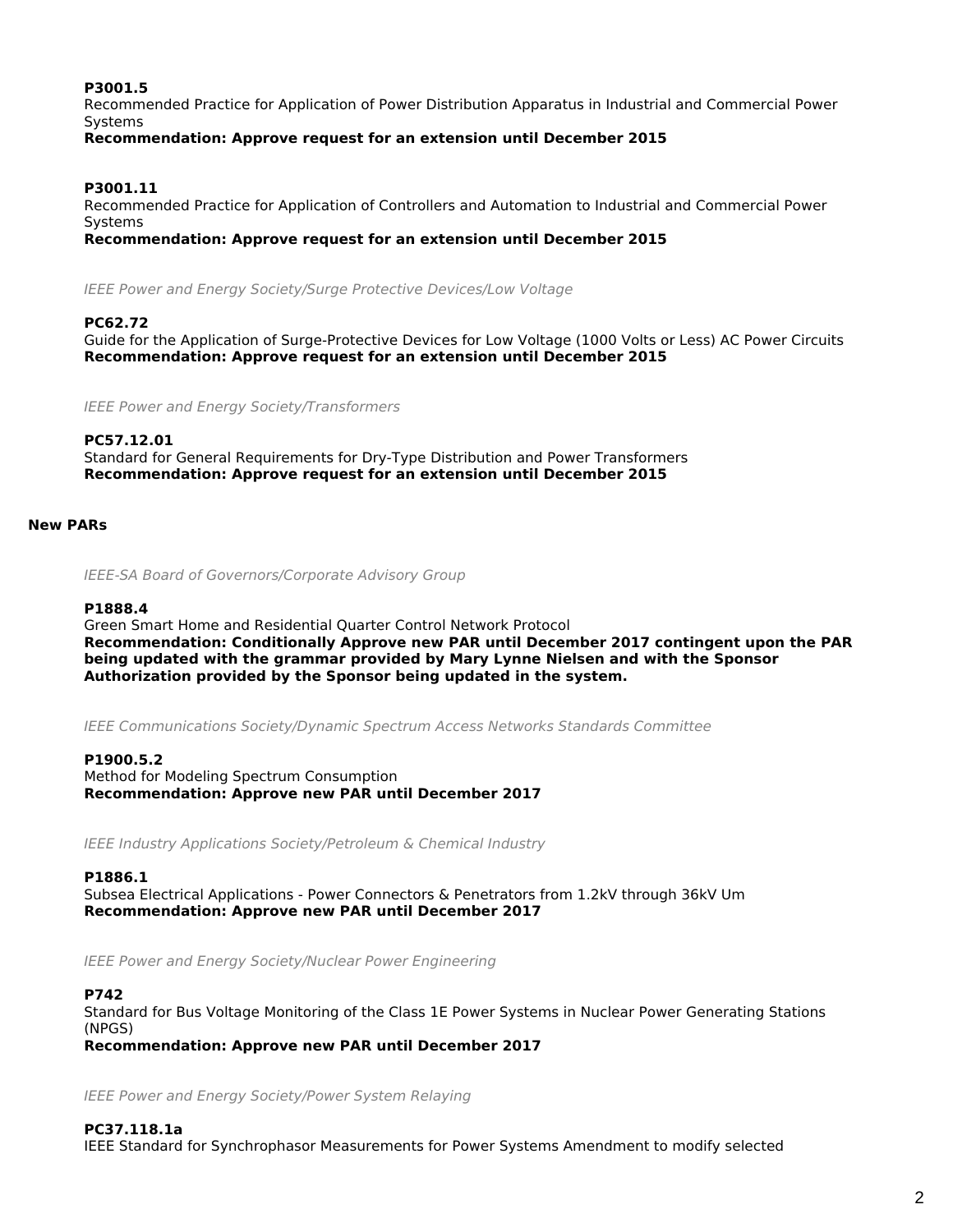**P3001.5**
Recommended Practice for Application of Power Distribution Apparatus in Industrial and Commercial Power Systems
**Recommendation: Approve request for an extension until December 2015**

**P3001.11**
Recommended Practice for Application of Controllers and Automation to Industrial and Commercial Power Systems
**Recommendation: Approve request for an extension until December 2015**

*IEEE Power and Energy Society/Surge Protective Devices/Low Voltage*

**PC62.72**
Guide for the Application of Surge-Protective Devices for Low Voltage (1000 Volts or Less) AC Power Circuits
**Recommendation: Approve request for an extension until December 2015**

*IEEE Power and Energy Society/Transformers*

**PC57.12.01**
Standard for General Requirements for Dry-Type Distribution and Power Transformers
**Recommendation: Approve request for an extension until December 2015**

## New PARs

*IEEE-SA Board of Governors/Corporate Advisory Group*

**P1888.4**
Green Smart Home and Residential Quarter Control Network Protocol
**Recommendation: Conditionally Approve new PAR until December 2017 contingent upon the PAR being updated with the grammar provided by Mary Lynne Nielsen and with the Sponsor Authorization provided by the Sponsor being updated in the system.**

*IEEE Communications Society/Dynamic Spectrum Access Networks Standards Committee*

**P1900.5.2**
Method for Modeling Spectrum Consumption
**Recommendation: Approve new PAR until December 2017**

*IEEE Industry Applications Society/Petroleum & Chemical Industry*

**P1886.1**
Subsea Electrical Applications - Power Connectors & Penetrators from 1.2kV through 36kV Um
**Recommendation: Approve new PAR until December 2017**

*IEEE Power and Energy Society/Nuclear Power Engineering*

**P742**
Standard for Bus Voltage Monitoring of the Class 1E Power Systems in Nuclear Power Generating Stations (NPGS)
**Recommendation: Approve new PAR until December 2017**

*IEEE Power and Energy Society/Power System Relaying*

**PC37.118.1a**
IEEE Standard for Synchrophasor Measurements for Power Systems Amendment to modify selected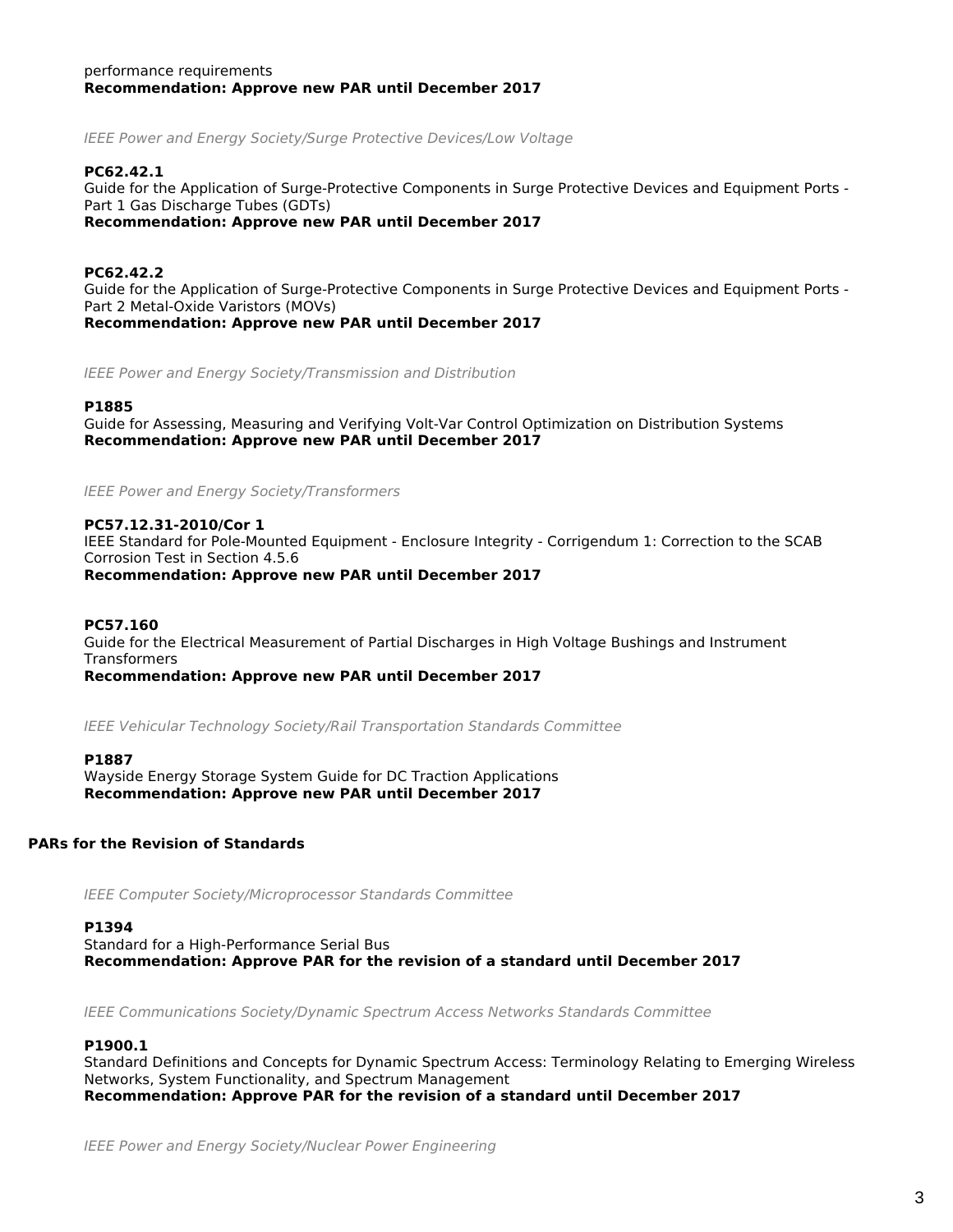performance requirements
**Recommendation: Approve new PAR until December 2017**

*IEEE Power and Energy Society/Surge Protective Devices/Low Voltage*

**PC62.42.1**
Guide for the Application of Surge-Protective Components in Surge Protective Devices and Equipment Ports - Part 1 Gas Discharge Tubes (GDTs)
**Recommendation: Approve new PAR until December 2017**

**PC62.42.2**
Guide for the Application of Surge-Protective Components in Surge Protective Devices and Equipment Ports - Part 2 Metal-Oxide Varistors (MOVs)
**Recommendation: Approve new PAR until December 2017**

*IEEE Power and Energy Society/Transmission and Distribution*

**P1885**
Guide for Assessing, Measuring and Verifying Volt-Var Control Optimization on Distribution Systems
**Recommendation: Approve new PAR until December 2017**

*IEEE Power and Energy Society/Transformers*

**PC57.12.31-2010/Cor 1**
IEEE Standard for Pole-Mounted Equipment - Enclosure Integrity - Corrigendum 1: Correction to the SCAB Corrosion Test in Section 4.5.6
**Recommendation: Approve new PAR until December 2017**

**PC57.160**
Guide for the Electrical Measurement of Partial Discharges in High Voltage Bushings and Instrument Transformers
**Recommendation: Approve new PAR until December 2017**

*IEEE Vehicular Technology Society/Rail Transportation Standards Committee*

**P1887**
Wayside Energy Storage System Guide for DC Traction Applications
**Recommendation: Approve new PAR until December 2017**

## PARs for the Revision of Standards

*IEEE Computer Society/Microprocessor Standards Committee*

**P1394**
Standard for a High-Performance Serial Bus
**Recommendation: Approve PAR for the revision of a standard until December 2017**

*IEEE Communications Society/Dynamic Spectrum Access Networks Standards Committee*

**P1900.1**
Standard Definitions and Concepts for Dynamic Spectrum Access: Terminology Relating to Emerging Wireless Networks, System Functionality, and Spectrum Management
**Recommendation: Approve PAR for the revision of a standard until December 2017**

*IEEE Power and Energy Society/Nuclear Power Engineering*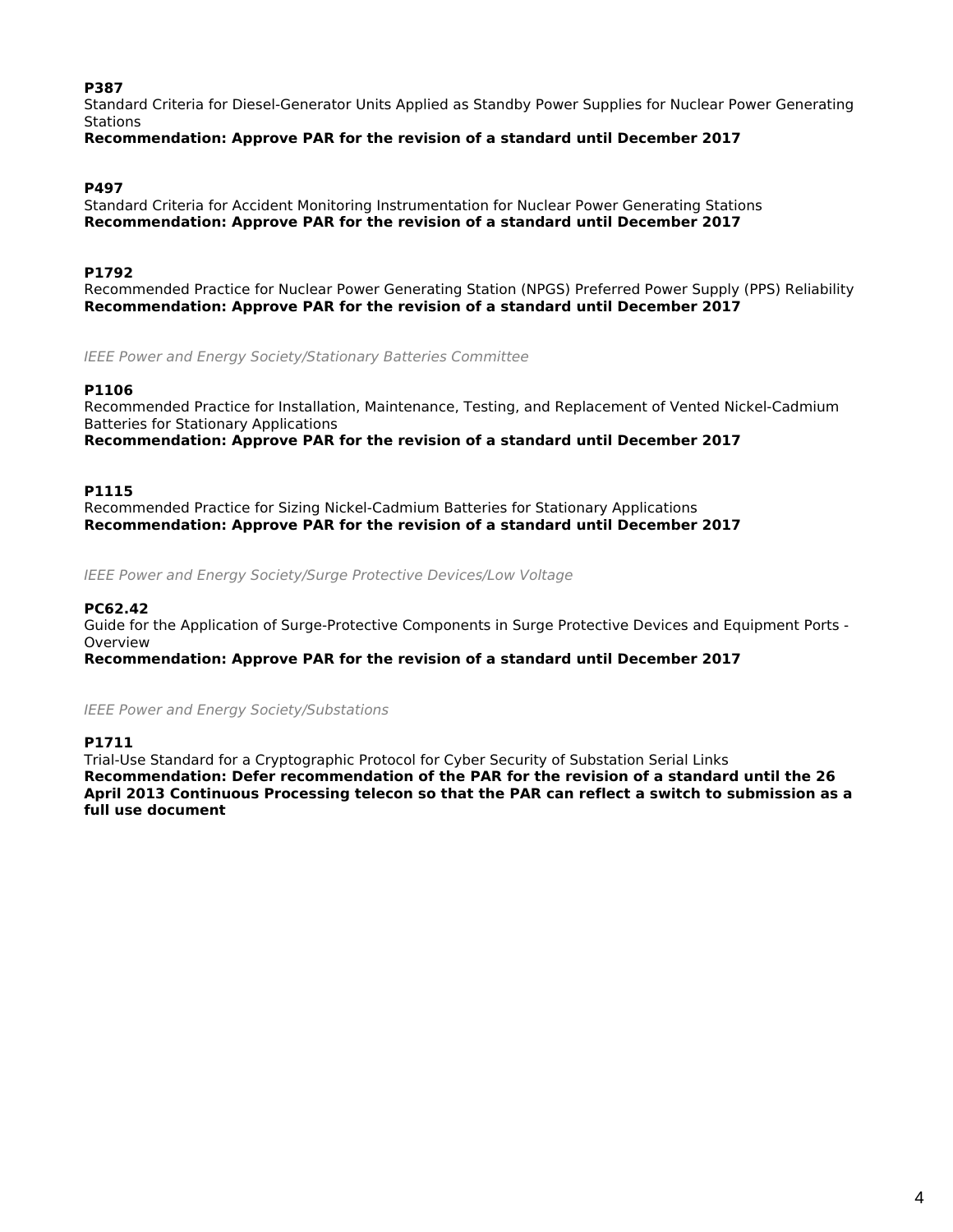**P387**
Standard Criteria for Diesel-Generator Units Applied as Standby Power Supplies for Nuclear Power Generating Stations
**Recommendation: Approve PAR for the revision of a standard until December 2017**

**P497**
Standard Criteria for Accident Monitoring Instrumentation for Nuclear Power Generating Stations
**Recommendation: Approve PAR for the revision of a standard until December 2017**

**P1792**
Recommended Practice for Nuclear Power Generating Station (NPGS) Preferred Power Supply (PPS) Reliability
**Recommendation: Approve PAR for the revision of a standard until December 2017**

*IEEE Power and Energy Society/Stationary Batteries Committee*

**P1106**
Recommended Practice for Installation, Maintenance, Testing, and Replacement of Vented Nickel-Cadmium Batteries for Stationary Applications
**Recommendation: Approve PAR for the revision of a standard until December 2017**

**P1115**
Recommended Practice for Sizing Nickel-Cadmium Batteries for Stationary Applications
**Recommendation: Approve PAR for the revision of a standard until December 2017**

*IEEE Power and Energy Society/Surge Protective Devices/Low Voltage*

**PC62.42**
Guide for the Application of Surge-Protective Components in Surge Protective Devices and Equipment Ports - Overview
**Recommendation: Approve PAR for the revision of a standard until December 2017**

*IEEE Power and Energy Society/Substations*

**P1711**
Trial-Use Standard for a Cryptographic Protocol for Cyber Security of Substation Serial Links
**Recommendation: Defer recommendation of the PAR for the revision of a standard until the 26 April 2013 Continuous Processing telecon so that the PAR can reflect a switch to submission as a full use document**